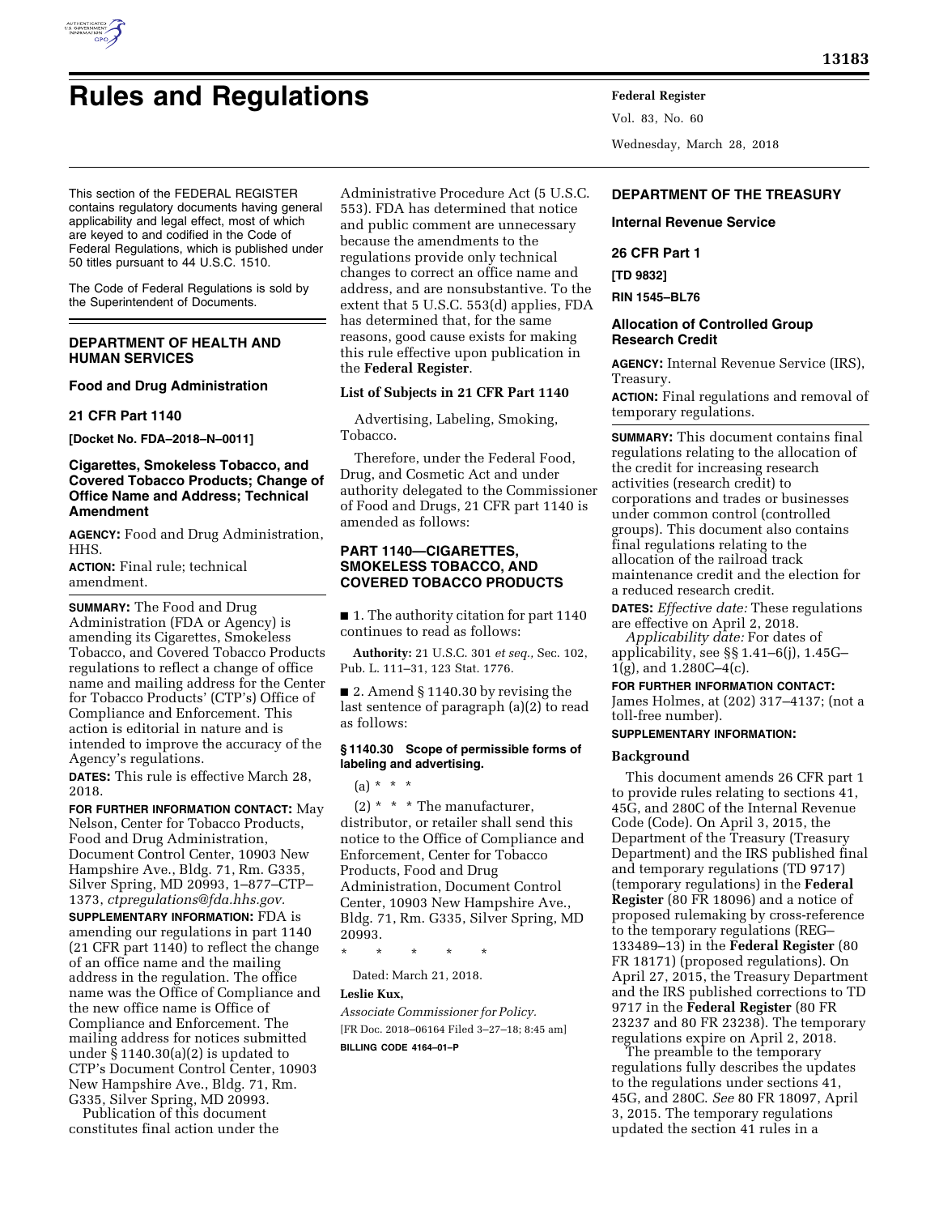# Rules and Regulations

This section of the FEDERAL REGISTER contains regulatory documents having general applicability and legal effect, most of which are keyed to and codified in the Code of Federal Regulations, which is published under 50 titles pursuant to 44 U.S.C. 1510.

The Code of Federal Regulations is sold by the Superintendent of Documents.

## DEPARTMENT OF HEALTH AND HUMAN SERVICES

### Food and Drug Administration

### 21 CFR Part 1140

**[Docket No. FDA–2018–N–0011]**

### Cigarettes, Smokeless Tobacco, and Covered Tobacco Products; Change of Office Name and Address; Technical Amendment

**AGENCY:** Food and Drug Administration, HHS.

**ACTION:** Final rule; technical amendment.

**SUMMARY:** The Food and Drug Administration (FDA or Agency) is amending its Cigarettes, Smokeless Tobacco, and Covered Tobacco Products regulations to reflect a change of office name and mailing address for the Center for Tobacco Products' (CTP's) Office of Compliance and Enforcement. This action is editorial in nature and is intended to improve the accuracy of the Agency's regulations.

**DATES:** This rule is effective March 28, 2018.

**FOR FURTHER INFORMATION CONTACT:** May Nelson, Center for Tobacco Products, Food and Drug Administration, Document Control Center, 10903 New Hampshire Ave., Bldg. 71, Rm. G335, Silver Spring, MD 20993, 1–877–CTP–1373, *ctpregulations@fda.hhs.gov.*

**SUPPLEMENTARY INFORMATION:** FDA is amending our regulations in part 1140 (21 CFR part 1140) to reflect the change of an office name and the mailing address in the regulation. The office name was the Office of Compliance and the new office name is Office of Compliance and Enforcement. The mailing address for notices submitted under § 1140.30(a)(2) is updated to CTP's Document Control Center, 10903 New Hampshire Ave., Bldg. 71, Rm. G335, Silver Spring, MD 20993.

Publication of this document constitutes final action under the Administrative Procedure Act (5 U.S.C. 553). FDA has determined that notice and public comment are unnecessary because the amendments to the regulations provide only technical changes to correct an office name and address, and are nonsubstantive. To the extent that 5 U.S.C. 553(d) applies, FDA has determined that, for the same reasons, good cause exists for making this rule effective upon publication in the **Federal Register**.

#### List of Subjects in 21 CFR Part 1140

Advertising, Labeling, Smoking, Tobacco.

Therefore, under the Federal Food, Drug, and Cosmetic Act and under authority delegated to the Commissioner of Food and Drugs, 21 CFR part 1140 is amended as follows:

#### PART 1140—CIGARETTES, SMOKELESS TOBACCO, AND COVERED TOBACCO PRODUCTS

■ 1. The authority citation for part 1140 continues to read as follows:

**Authority:** 21 U.S.C. 301 *et seq.,* Sec. 102, Pub. L. 111–31, 123 Stat. 1776.

■ 2. Amend § 1140.30 by revising the last sentence of paragraph (a)(2) to read as follows:

#### § 1140.30 Scope of permissible forms of labeling and advertising.

(a) * * *

(2) * * * The manufacturer, distributor, or retailer shall send this notice to the Office of Compliance and Enforcement, Center for Tobacco Products, Food and Drug Administration, Document Control Center, 10903 New Hampshire Ave., Bldg. 71, Rm. G335, Silver Spring, MD 20993.

\* \* \* \* \*

Dated: March 21, 2018.

**Leslie Kux,**

*Associate Commissioner for Policy.*

[FR Doc. 2018–06164 Filed 3–27–18; 8:45 am]

**BILLING CODE 4164–01–P**

## DEPARTMENT OF THE TREASURY

### Internal Revenue Service

### 26 CFR Part 1

**[TD 9832]**

**RIN 1545–BL76**

### Allocation of Controlled Group Research Credit

**AGENCY:** Internal Revenue Service (IRS), Treasury.

**ACTION:** Final regulations and removal of temporary regulations.

**SUMMARY:** This document contains final regulations relating to the allocation of the credit for increasing research activities (research credit) to corporations and trades or businesses under common control (controlled groups). This document also contains final regulations relating to the allocation of the railroad track maintenance credit and the election for a reduced research credit.

**DATES:** *Effective date:* These regulations are effective on April 2, 2018.

*Applicability date:* For dates of applicability, see §§ 1.41–6(j), 1.45G–1(g), and 1.280C–4(c).

**FOR FURTHER INFORMATION CONTACT:** James Holmes, at (202) 317–4137; (not a toll-free number).

**SUPPLEMENTARY INFORMATION:**

#### Background

This document amends 26 CFR part 1 to provide rules relating to sections 41, 45G, and 280C of the Internal Revenue Code (Code). On April 3, 2015, the Department of the Treasury (Treasury Department) and the IRS published final and temporary regulations (TD 9717) (temporary regulations) in the **Federal Register** (80 FR 18096) and a notice of proposed rulemaking by cross-reference to the temporary regulations (REG–133489–13) in the **Federal Register** (80 FR 18171) (proposed regulations). On April 27, 2015, the Treasury Department and the IRS published corrections to TD 9717 in the **Federal Register** (80 FR 23237 and 80 FR 23238). The temporary regulations expire on April 2, 2018.

The preamble to the temporary regulations fully describes the updates to the regulations under sections 41, 45G, and 280C. *See* 80 FR 18097, April 3, 2015. The temporary regulations updated the section 41 rules in a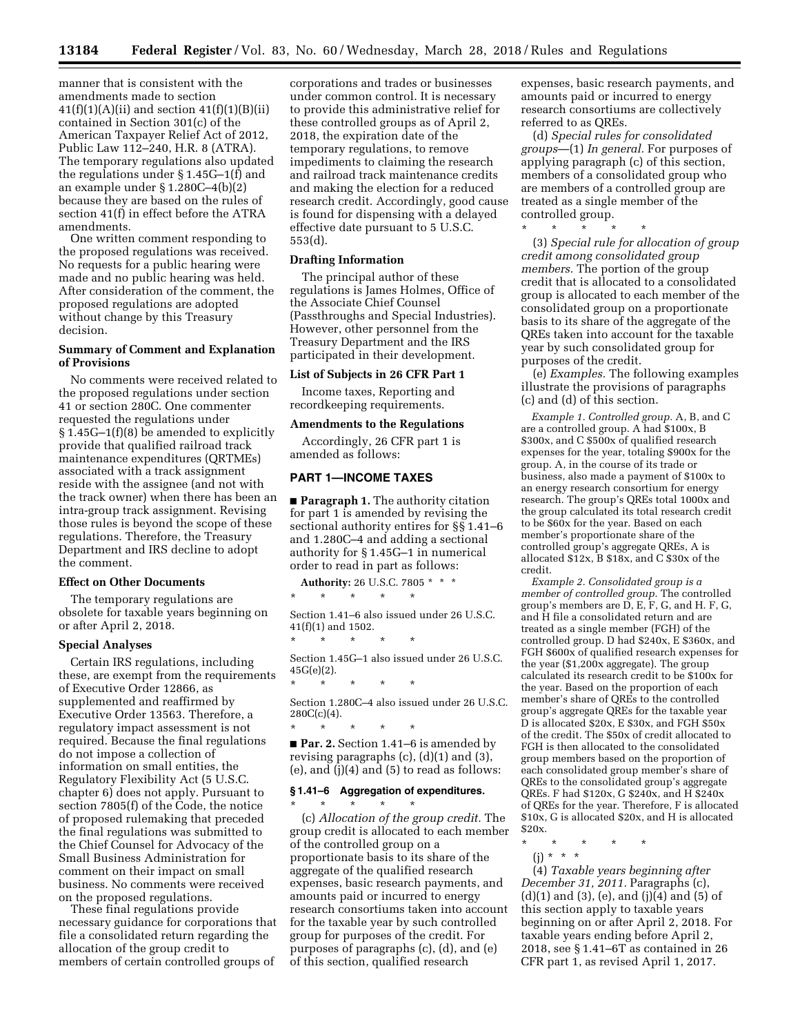manner that is consistent with the amendments made to section 41(f)(1)(A)(ii) and section 41(f)(1)(B)(ii) contained in Section 301(c) of the American Taxpayer Relief Act of 2012, Public Law 112–240, H.R. 8 (ATRA). The temporary regulations also updated the regulations under § 1.45G–1(f) and an example under § 1.280C–4(b)(2) because they are based on the rules of section 41(f) in effect before the ATRA amendments.

One written comment responding to the proposed regulations was received. No requests for a public hearing were made and no public hearing was held. After consideration of the comment, the proposed regulations are adopted without change by this Treasury decision.

## Summary of Comment and Explanation of Provisions

No comments were received related to the proposed regulations under section 41 or section 280C. One commenter requested the regulations under § 1.45G–1(f)(8) be amended to explicitly provide that qualified railroad track maintenance expenditures (QRTMEs) associated with a track assignment reside with the assignee (and not with the track owner) when there has been an intra-group track assignment. Revising those rules is beyond the scope of these regulations. Therefore, the Treasury Department and IRS decline to adopt the comment.

## Effect on Other Documents

The temporary regulations are obsolete for taxable years beginning on or after April 2, 2018.

## Special Analyses

Certain IRS regulations, including these, are exempt from the requirements of Executive Order 12866, as supplemented and reaffirmed by Executive Order 13563. Therefore, a regulatory impact assessment is not required. Because the final regulations do not impose a collection of information on small entities, the Regulatory Flexibility Act (5 U.S.C. chapter 6) does not apply. Pursuant to section 7805(f) of the Code, the notice of proposed rulemaking that preceded the final regulations was submitted to the Chief Counsel for Advocacy of the Small Business Administration for comment on their impact on small business. No comments were received on the proposed regulations.

These final regulations provide necessary guidance for corporations that file a consolidated return regarding the allocation of the group credit to members of certain controlled groups of corporations and trades or businesses under common control. It is necessary to provide this administrative relief for these controlled groups as of April 2, 2018, the expiration date of the temporary regulations, to remove impediments to claiming the research and railroad track maintenance credits and making the election for a reduced research credit. Accordingly, good cause is found for dispensing with a delayed effective date pursuant to 5 U.S.C. 553(d).

## Drafting Information

The principal author of these regulations is James Holmes, Office of the Associate Chief Counsel (Passthroughs and Special Industries). However, other personnel from the Treasury Department and the IRS participated in their development.

## List of Subjects in 26 CFR Part 1

Income taxes, Reporting and recordkeeping requirements.

## Amendments to the Regulations

Accordingly, 26 CFR part 1 is amended as follows:

## PART 1—INCOME TAXES

■ **Paragraph 1.** The authority citation for part 1 is amended by revising the sectional authority entires for §§ 1.41–6 and 1.280C–4 and adding a sectional authority for § 1.45G–1 in numerical order to read in part as follows:

**Authority:** 26 U.S.C. 7805 * * *

\* \* \* \* \*

Section 1.41–6 also issued under 26 U.S.C. 41(f)(1) and 1502.

\* \* \* \* \*

Section 1.45G–1 also issued under 26 U.S.C. 45G(e)(2).

\* \* \* \* \*

Section 1.280C–4 also issued under 26 U.S.C. 280C(c)(4).

\* \* \* \* \*

■ **Par. 2.** Section 1.41–6 is amended by revising paragraphs (c), (d)(1) and (3), (e), and (j)(4) and (5) to read as follows:

### § 1.41–6 Aggregation of expenditures.

\* \* \* \* \*

(c) *Allocation of the group credit.* The group credit is allocated to each member of the controlled group on a proportionate basis to its share of the aggregate of the qualified research expenses, basic research payments, and amounts paid or incurred to energy research consortiums taken into account for the taxable year by such controlled group for purposes of the credit. For purposes of paragraphs (c), (d), and (e) of this section, qualified research expenses, basic research payments, and amounts paid or incurred to energy research consortiums are collectively referred to as QREs.

(d) *Special rules for consolidated groups*—(1) *In general.* For purposes of applying paragraph (c) of this section, members of a consolidated group who are members of a controlled group are treated as a single member of the controlled group.

\* \* \* \* \*

(3) *Special rule for allocation of group credit among consolidated group members.* The portion of the group credit that is allocated to a consolidated group is allocated to each member of the consolidated group on a proportionate basis to its share of the aggregate of the QREs taken into account for the taxable year by such consolidated group for purposes of the credit.

(e) *Examples.* The following examples illustrate the provisions of paragraphs (c) and (d) of this section.

*Example 1. Controlled group.* A, B, and C are a controlled group. A had $100x, B $300x, and C $500x of qualified research expenses for the year, totaling $900x for the group. A, in the course of its trade or business, also made a payment of $100x to an energy research consortium for energy research. The group's QREs total 1000x and the group calculated its total research credit to be $60x for the year. Based on each member's proportionate share of the controlled group's aggregate QREs, A is allocated $12x, B $18x, and C $30x of the credit.

*Example 2. Consolidated group is a member of controlled group.* The controlled group's members are D, E, F, G, and H. F, G, and H file a consolidated return and are treated as a single member (FGH) of the controlled group. D had $240x, E $360x, and FGH $600x of qualified research expenses for the year ($1,200x aggregate). The group calculated its research credit to be $100x for the year. Based on the proportion of each member's share of QREs to the controlled group's aggregate QREs for the taxable year D is allocated $20x, E $30x, and FGH $50x of the credit. The $50x of credit allocated to FGH is then allocated to the consolidated group members based on the proportion of each consolidated group member's share of QREs to the consolidated group's aggregate QREs. F had $120x, G $240x, and H $240x of QREs for the year. Therefore, F is allocated $10x, G is allocated $20x, and H is allocated $20x.

\* \* \* \* \*

(j) * * *

(4) *Taxable years beginning after December 31, 2011.* Paragraphs (c), (d)(1) and (3), (e), and (j)(4) and (5) of this section apply to taxable years beginning on or after April 2, 2018. For taxable years ending before April 2, 2018, see § 1.41–6T as contained in 26 CFR part 1, as revised April 1, 2017.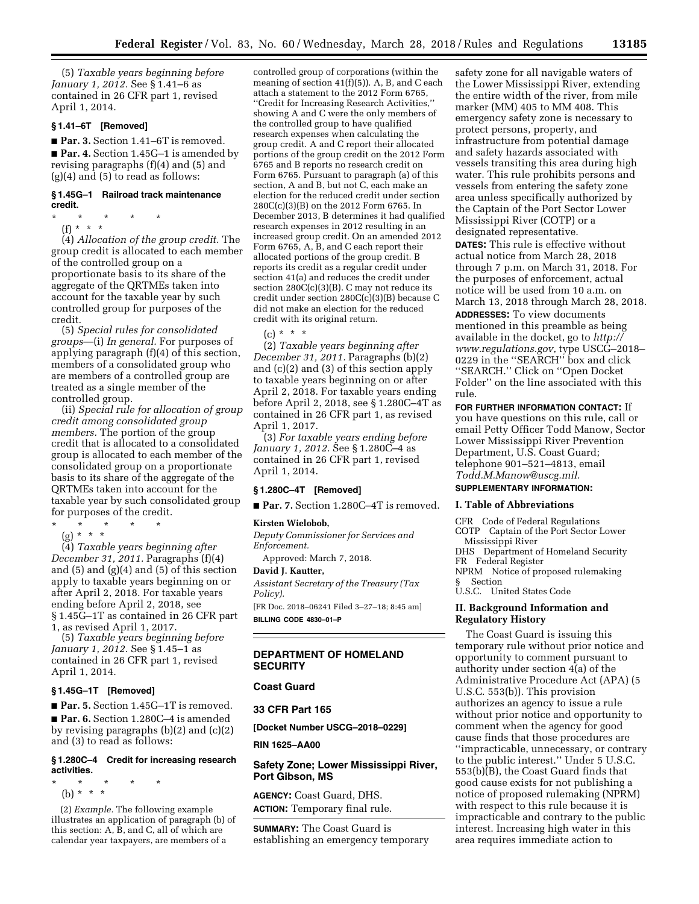(5) *Taxable years beginning before January 1, 2012.* See § 1.41–6 as contained in 26 CFR part 1, revised April 1, 2014.

### § 1.41–6T [Removed]

■ **Par. 3.** Section 1.41–6T is removed.

■ **Par. 4.** Section 1.45G–1 is amended by revising paragraphs (f)(4) and (5) and (g)(4) and (5) to read as follows:

### § 1.45G–1 Railroad track maintenance credit.

\* \* \* \* \*

(f) \* \* \*

(4) *Allocation of the group credit.* The group credit is allocated to each member of the controlled group on a proportionate basis to its share of the aggregate of the QRTMEs taken into account for the taxable year by such controlled group for purposes of the credit.

(5) *Special rules for consolidated groups*—(i) *In general.* For purposes of applying paragraph (f)(4) of this section, members of a consolidated group who are members of a controlled group are treated as a single member of the controlled group.

(ii) *Special rule for allocation of group credit among consolidated group members.* The portion of the group credit that is allocated to a consolidated group is allocated to each member of the consolidated group on a proportionate basis to its share of the aggregate of the QRTMEs taken into account for the taxable year by such consolidated group for purposes of the credit.

\* \* \* \* \*

(g) \* \* \*

(4) *Taxable years beginning after December 31, 2011.* Paragraphs (f)(4) and (5) and (g)(4) and (5) of this section apply to taxable years beginning on or after April 2, 2018. For taxable years ending before April 2, 2018, see § 1.45G–1T as contained in 26 CFR part 1, as revised April 1, 2017.

(5) *Taxable years beginning before January 1, 2012.* See § 1.45–1 as contained in 26 CFR part 1, revised April 1, 2014.

### § 1.45G–1T [Removed]

■ **Par. 5.** Section 1.45G–1T is removed.

■ **Par. 6.** Section 1.280C–4 is amended by revising paragraphs (b)(2) and (c)(2) and (3) to read as follows:

### § 1.280C–4 Credit for increasing research activities.

\* \* \* \* \*

(b) \* \* \*

(2) *Example.* The following example illustrates an application of paragraph (b) of this section: A, B, and C, all of which are calendar year taxpayers, are members of a controlled group of corporations (within the meaning of section 41(f)(5)). A, B, and C each attach a statement to the 2012 Form 6765, ''Credit for Increasing Research Activities,'' showing A and C were the only members of the controlled group to have qualified research expenses when calculating the group credit. A and C report their allocated portions of the group credit on the 2012 Form 6765 and B reports no research credit on Form 6765. Pursuant to paragraph (a) of this section, A and B, but not C, each make an election for the reduced credit under section 280C(c)(3)(B) on the 2012 Form 6765. In December 2013, B determines it had qualified research expenses in 2012 resulting in an increased group credit. On an amended 2012 Form 6765, A, B, and C each report their allocated portions of the group credit. B reports its credit as a regular credit under section 41(a) and reduces the credit under section 280C(c)(3)(B). C may not reduce its credit under section 280C(c)(3)(B) because C did not make an election for the reduced credit with its original return.

(c) \* \* \*

(2) *Taxable years beginning after December 31, 2011.* Paragraphs (b)(2) and (c)(2) and (3) of this section apply to taxable years beginning on or after April 2, 2018. For taxable years ending before April 2, 2018, see § 1.280C–4T as contained in 26 CFR part 1, as revised April 1, 2017.

(3) *For taxable years ending before January 1, 2012.* See § 1.280C–4 as contained in 26 CFR part 1, revised April 1, 2014.

### § 1.280C–4T [Removed]

■ **Par. 7.** Section 1.280C–4T is removed.

**Kirsten Wielobob,**

*Deputy Commissioner for Services and Enforcement.*

Approved: March 7, 2018.

**David J. Kautter,**

*Assistant Secretary of the Treasury (Tax Policy).*

[FR Doc. 2018–06241 Filed 3–27–18; 8:45 am]

**BILLING CODE 4830–01–P**

---

## DEPARTMENT OF HOMELAND SECURITY

### Coast Guard

### 33 CFR Part 165

**[Docket Number USCG–2018–0229]**

**RIN 1625–AA00**

## Safety Zone; Lower Mississippi River, Port Gibson, MS

**AGENCY:** Coast Guard, DHS.

**ACTION:** Temporary final rule.

**SUMMARY:** The Coast Guard is establishing an emergency temporary safety zone for all navigable waters of the Lower Mississippi River, extending the entire width of the river, from mile marker (MM) 405 to MM 408. This emergency safety zone is necessary to protect persons, property, and infrastructure from potential damage and safety hazards associated with vessels transiting this area during high water. This rule prohibits persons and vessels from entering the safety zone area unless specifically authorized by the Captain of the Port Sector Lower Mississippi River (COTP) or a designated representative.

**DATES:** This rule is effective without actual notice from March 28, 2018 through 7 p.m. on March 31, 2018. For the purposes of enforcement, actual notice will be used from 10 a.m. on March 13, 2018 through March 28, 2018.

**ADDRESSES:** To view documents mentioned in this preamble as being available in the docket, go to *http://www.regulations.gov,* type USCG–2018–0229 in the ''SEARCH'' box and click ''SEARCH.'' Click on ''Open Docket Folder'' on the line associated with this rule.

**FOR FURTHER INFORMATION CONTACT:** If you have questions on this rule, call or email Petty Officer Todd Manow, Sector Lower Mississippi River Prevention Department, U.S. Coast Guard; telephone 901–521–4813, email *Todd.M.Manow@uscg.mil.*

**SUPPLEMENTARY INFORMATION:**

### I. Table of Abbreviations

CFR Code of Federal Regulations
COTP Captain of the Port Sector Lower Mississippi River
DHS Department of Homeland Security
FR Federal Register
NPRM Notice of proposed rulemaking
§ Section
U.S.C. United States Code

### II. Background Information and Regulatory History

The Coast Guard is issuing this temporary rule without prior notice and opportunity to comment pursuant to authority under section 4(a) of the Administrative Procedure Act (APA) (5 U.S.C. 553(b)). This provision authorizes an agency to issue a rule without prior notice and opportunity to comment when the agency for good cause finds that those procedures are ''impracticable, unnecessary, or contrary to the public interest.'' Under 5 U.S.C. 553(b)(B), the Coast Guard finds that good cause exists for not publishing a notice of proposed rulemaking (NPRM) with respect to this rule because it is impracticable and contrary to the public interest. Increasing high water in this area requires immediate action to